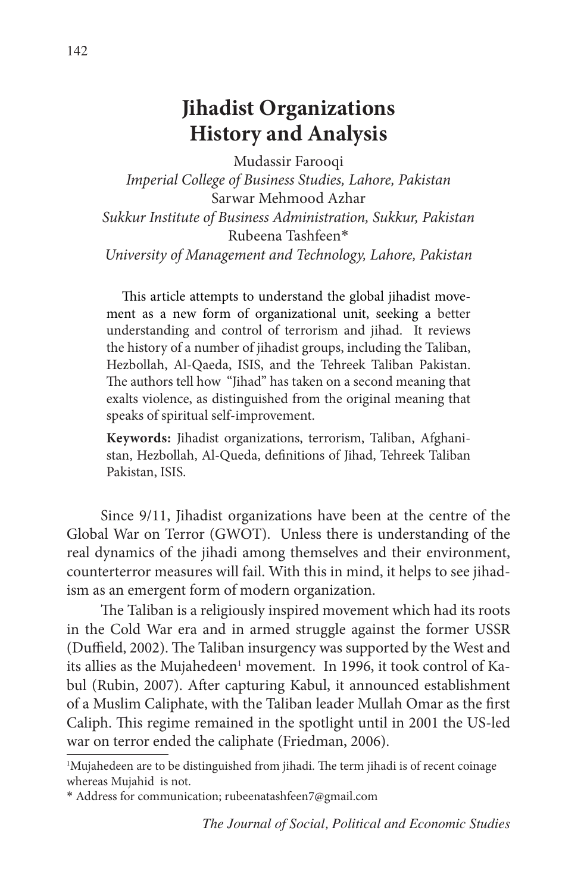# Jihadist Organizations History and Analysis

Mudassir Farooqi
*Imperial College of Business Studies, Lahore, Pakistan*
Sarwar Mehmood Azhar
*Sukkur Institute of Business Administration, Sukkur, Pakistan*
Rubeena Tashfeen*
*University of Management and Technology, Lahore, Pakistan*

This article attempts to understand the global jihadist movement as a new form of organizational unit, seeking a better understanding and control of terrorism and jihad. It reviews the history of a number of jihadist groups, including the Taliban, Hezbollah, Al-Qaeda, ISIS, and the Tehreek Taliban Pakistan. The authors tell how "Jihad" has taken on a second meaning that exalts violence, as distinguished from the original meaning that speaks of spiritual self-improvement.

**Keywords:** Jihadist organizations, terrorism, Taliban, Afghanistan, Hezbollah, Al-Queda, definitions of Jihad, Tehreek Taliban Pakistan, ISIS.

Since 9/11, Jihadist organizations have been at the centre of the Global War on Terror (GWOT). Unless there is understanding of the real dynamics of the jihadi among themselves and their environment, counterterror measures will fail. With this in mind, it helps to see jihadism as an emergent form of modern organization.

The Taliban is a religiously inspired movement which had its roots in the Cold War era and in armed struggle against the former USSR (Duffield, 2002). The Taliban insurgency was supported by the West and its allies as the Mujahedeen[1] movement. In 1996, it took control of Kabul (Rubin, 2007). After capturing Kabul, it announced establishment of a Muslim Caliphate, with the Taliban leader Mullah Omar as the first Caliph. This regime remained in the spotlight until in 2001 the US-led war on terror ended the caliphate (Friedman, 2006).

[1]Mujahedeen are to be distinguished from jihadi. The term jihadi is of recent coinage whereas Mujahid is not.

* Address for communication; rubeenatashfeen7@gmail.com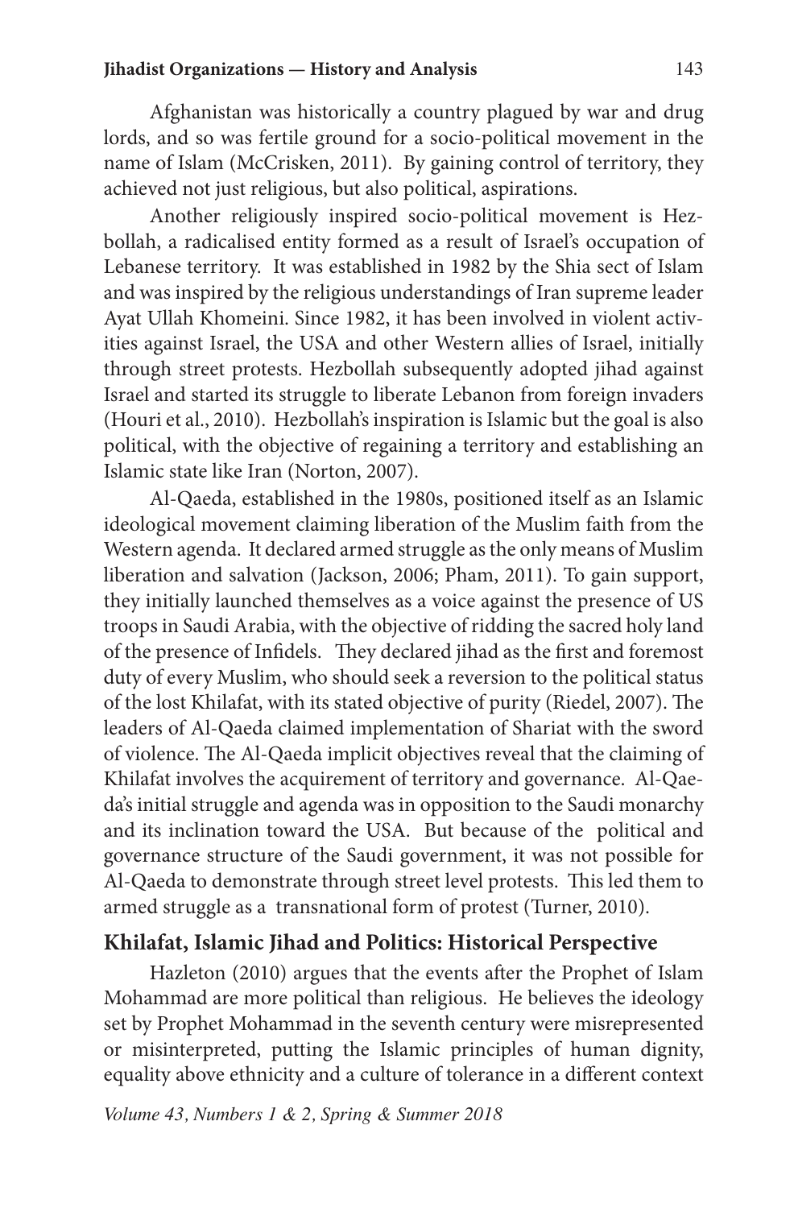Afghanistan was historically a country plagued by war and drug lords, and so was fertile ground for a socio-political movement in the name of Islam (McCrisken, 2011). By gaining control of territory, they achieved not just religious, but also political, aspirations.

Another religiously inspired socio-political movement is Hezbollah, a radicalised entity formed as a result of Israel's occupation of Lebanese territory. It was established in 1982 by the Shia sect of Islam and was inspired by the religious understandings of Iran supreme leader Ayat Ullah Khomeini. Since 1982, it has been involved in violent activities against Israel, the USA and other Western allies of Israel, initially through street protests. Hezbollah subsequently adopted jihad against Israel and started its struggle to liberate Lebanon from foreign invaders (Houri et al., 2010). Hezbollah's inspiration is Islamic but the goal is also political, with the objective of regaining a territory and establishing an Islamic state like Iran (Norton, 2007).

Al-Qaeda, established in the 1980s, positioned itself as an Islamic ideological movement claiming liberation of the Muslim faith from the Western agenda. It declared armed struggle as the only means of Muslim liberation and salvation (Jackson, 2006; Pham, 2011). To gain support, they initially launched themselves as a voice against the presence of US troops in Saudi Arabia, with the objective of ridding the sacred holy land of the presence of Infidels. They declared jihad as the first and foremost duty of every Muslim, who should seek a reversion to the political status of the lost Khilafat, with its stated objective of purity (Riedel, 2007). The leaders of Al-Qaeda claimed implementation of Shariat with the sword of violence. The Al-Qaeda implicit objectives reveal that the claiming of Khilafat involves the acquirement of territory and governance. Al-Qaeda's initial struggle and agenda was in opposition to the Saudi monarchy and its inclination toward the USA. But because of the political and governance structure of the Saudi government, it was not possible for Al-Qaeda to demonstrate through street level protests. This led them to armed struggle as a transnational form of protest (Turner, 2010).

## Khilafat, Islamic Jihad and Politics: Historical Perspective

Hazleton (2010) argues that the events after the Prophet of Islam Mohammad are more political than religious. He believes the ideology set by Prophet Mohammad in the seventh century were misrepresented or misinterpreted, putting the Islamic principles of human dignity, equality above ethnicity and a culture of tolerance in a different context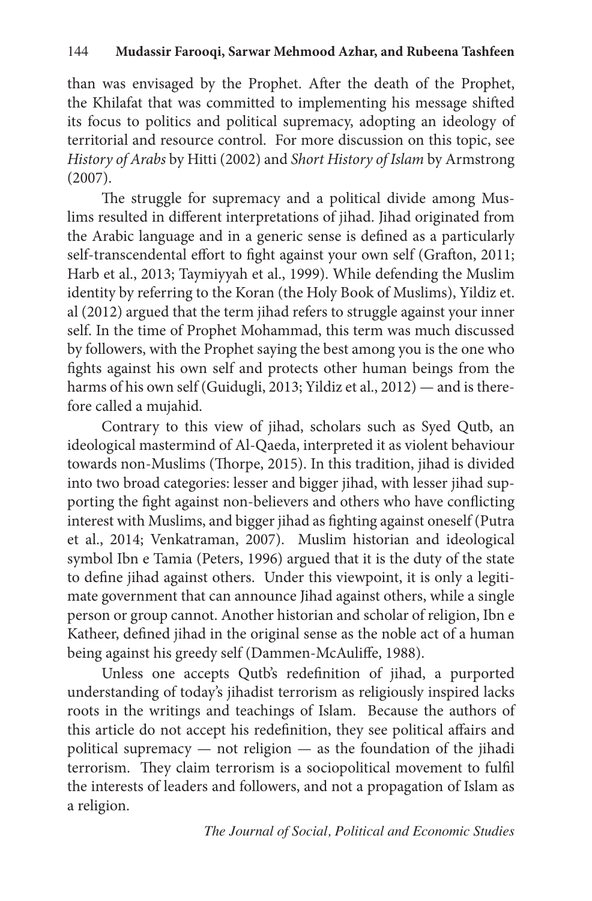than was envisaged by the Prophet. After the death of the Prophet, the Khilafat that was committed to implementing his message shifted its focus to politics and political supremacy, adopting an ideology of territorial and resource control. For more discussion on this topic, see *History of Arabs* by Hitti (2002) and *Short History of Islam* by Armstrong (2007).

The struggle for supremacy and a political divide among Muslims resulted in different interpretations of jihad. Jihad originated from the Arabic language and in a generic sense is defined as a particularly self-transcendental effort to fight against your own self (Grafton, 2011; Harb et al., 2013; Taymiyyah et al., 1999). While defending the Muslim identity by referring to the Koran (the Holy Book of Muslims), Yildiz et. al (2012) argued that the term jihad refers to struggle against your inner self. In the time of Prophet Mohammad, this term was much discussed by followers, with the Prophet saying the best among you is the one who fights against his own self and protects other human beings from the harms of his own self (Guidugli, 2013; Yildiz et al., 2012) — and is therefore called a mujahid.

Contrary to this view of jihad, scholars such as Syed Qutb, an ideological mastermind of Al-Qaeda, interpreted it as violent behaviour towards non-Muslims (Thorpe, 2015). In this tradition, jihad is divided into two broad categories: lesser and bigger jihad, with lesser jihad supporting the fight against non-believers and others who have conflicting interest with Muslims, and bigger jihad as fighting against oneself (Putra et al., 2014; Venkatraman, 2007). Muslim historian and ideological symbol Ibn e Tamia (Peters, 1996) argued that it is the duty of the state to define jihad against others. Under this viewpoint, it is only a legitimate government that can announce Jihad against others, while a single person or group cannot. Another historian and scholar of religion, Ibn e Katheer, defined jihad in the original sense as the noble act of a human being against his greedy self (Dammen-McAuliffe, 1988).

Unless one accepts Qutb's redefinition of jihad, a purported understanding of today's jihadist terrorism as religiously inspired lacks roots in the writings and teachings of Islam. Because the authors of this article do not accept his redefinition, they see political affairs and political supremacy — not religion — as the foundation of the jihadi terrorism. They claim terrorism is a sociopolitical movement to fulfil the interests of leaders and followers, and not a propagation of Islam as a religion.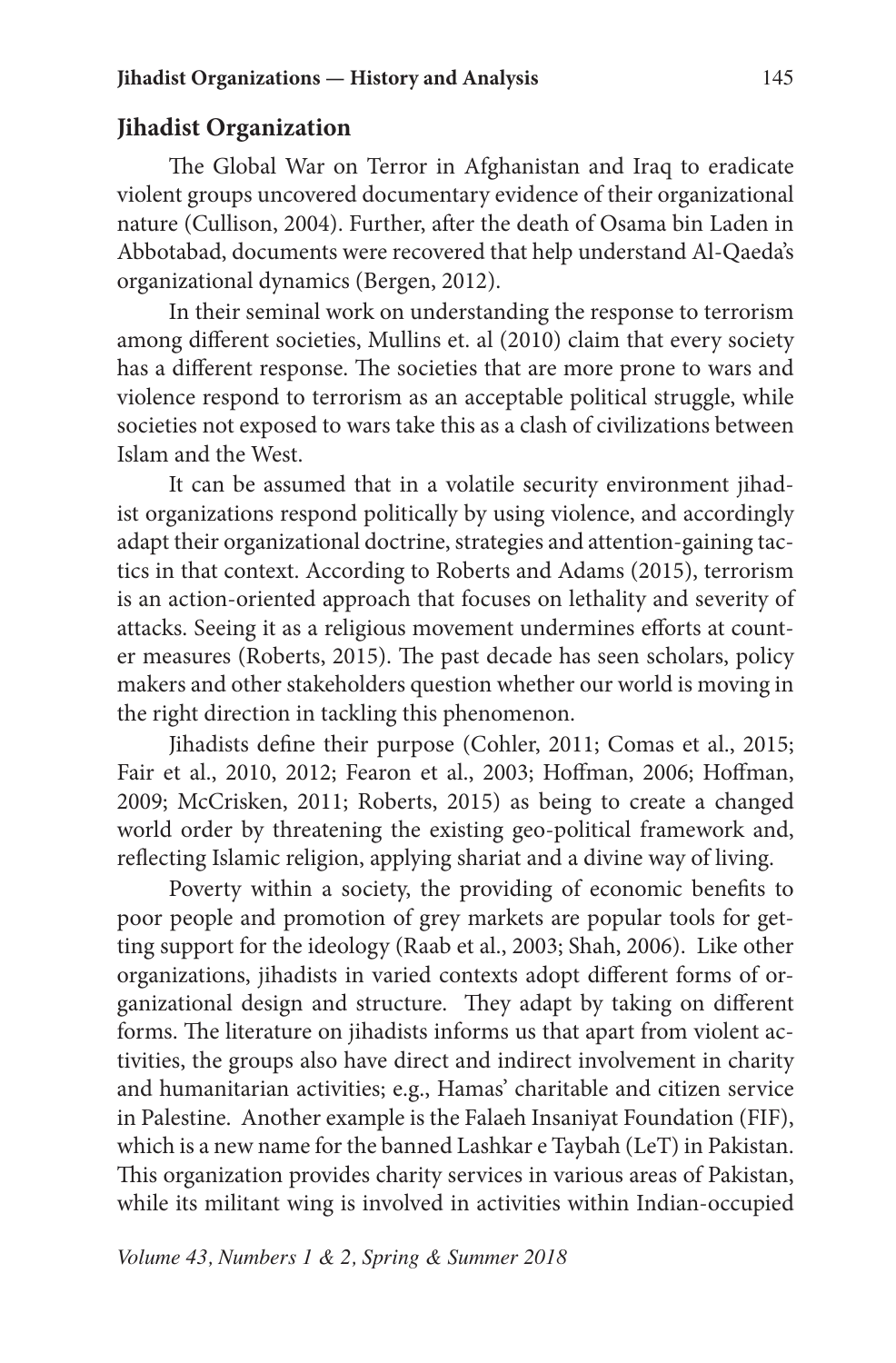## Jihadist Organization

The Global War on Terror in Afghanistan and Iraq to eradicate violent groups uncovered documentary evidence of their organizational nature (Cullison, 2004). Further, after the death of Osama bin Laden in Abbotabad, documents were recovered that help understand Al-Qaeda's organizational dynamics (Bergen, 2012).

In their seminal work on understanding the response to terrorism among different societies, Mullins et. al (2010) claim that every society has a different response. The societies that are more prone to wars and violence respond to terrorism as an acceptable political struggle, while societies not exposed to wars take this as a clash of civilizations between Islam and the West.

It can be assumed that in a volatile security environment jihadist organizations respond politically by using violence, and accordingly adapt their organizational doctrine, strategies and attention-gaining tactics in that context. According to Roberts and Adams (2015), terrorism is an action-oriented approach that focuses on lethality and severity of attacks. Seeing it as a religious movement undermines efforts at counter measures (Roberts, 2015). The past decade has seen scholars, policy makers and other stakeholders question whether our world is moving in the right direction in tackling this phenomenon.

Jihadists define their purpose (Cohler, 2011; Comas et al., 2015; Fair et al., 2010, 2012; Fearon et al., 2003; Hoffman, 2006; Hoffman, 2009; McCrisken, 2011; Roberts, 2015) as being to create a changed world order by threatening the existing geo-political framework and, reflecting Islamic religion, applying shariat and a divine way of living.

Poverty within a society, the providing of economic benefits to poor people and promotion of grey markets are popular tools for getting support for the ideology (Raab et al., 2003; Shah, 2006). Like other organizations, jihadists in varied contexts adopt different forms of organizational design and structure. They adapt by taking on different forms. The literature on jihadists informs us that apart from violent activities, the groups also have direct and indirect involvement in charity and humanitarian activities; e.g., Hamas' charitable and citizen service in Palestine. Another example is the Falaeh Insaniyat Foundation (FIF), which is a new name for the banned Lashkar e Taybah (LeT) in Pakistan. This organization provides charity services in various areas of Pakistan, while its militant wing is involved in activities within Indian-occupied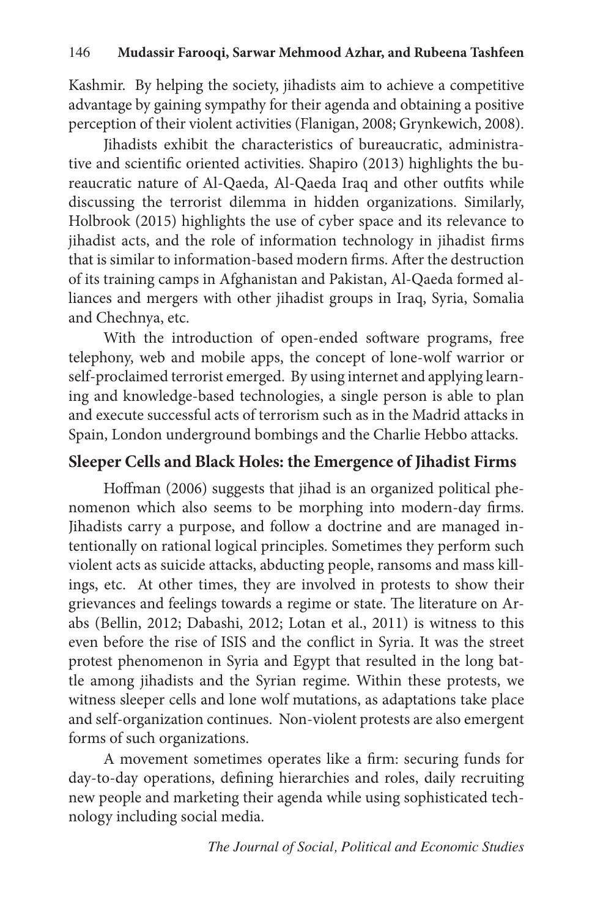Kashmir. By helping the society, jihadists aim to achieve a competitive advantage by gaining sympathy for their agenda and obtaining a positive perception of their violent activities (Flanigan, 2008; Grynkewich, 2008).

Jihadists exhibit the characteristics of bureaucratic, administrative and scientific oriented activities. Shapiro (2013) highlights the bureaucratic nature of Al-Qaeda, Al-Qaeda Iraq and other outfits while discussing the terrorist dilemma in hidden organizations. Similarly, Holbrook (2015) highlights the use of cyber space and its relevance to jihadist acts, and the role of information technology in jihadist firms that is similar to information-based modern firms. After the destruction of its training camps in Afghanistan and Pakistan, Al-Qaeda formed alliances and mergers with other jihadist groups in Iraq, Syria, Somalia and Chechnya, etc.

With the introduction of open-ended software programs, free telephony, web and mobile apps, the concept of lone-wolf warrior or self-proclaimed terrorist emerged. By using internet and applying learning and knowledge-based technologies, a single person is able to plan and execute successful acts of terrorism such as in the Madrid attacks in Spain, London underground bombings and the Charlie Hebbo attacks.

## Sleeper Cells and Black Holes: the Emergence of Jihadist Firms

Hoffman (2006) suggests that jihad is an organized political phenomenon which also seems to be morphing into modern-day firms. Jihadists carry a purpose, and follow a doctrine and are managed intentionally on rational logical principles. Sometimes they perform such violent acts as suicide attacks, abducting people, ransoms and mass killings, etc. At other times, they are involved in protests to show their grievances and feelings towards a regime or state. The literature on Arabs (Bellin, 2012; Dabashi, 2012; Lotan et al., 2011) is witness to this even before the rise of ISIS and the conflict in Syria. It was the street protest phenomenon in Syria and Egypt that resulted in the long battle among jihadists and the Syrian regime. Within these protests, we witness sleeper cells and lone wolf mutations, as adaptations take place and self-organization continues. Non-violent protests are also emergent forms of such organizations.

A movement sometimes operates like a firm: securing funds for day-to-day operations, defining hierarchies and roles, daily recruiting new people and marketing their agenda while using sophisticated technology including social media.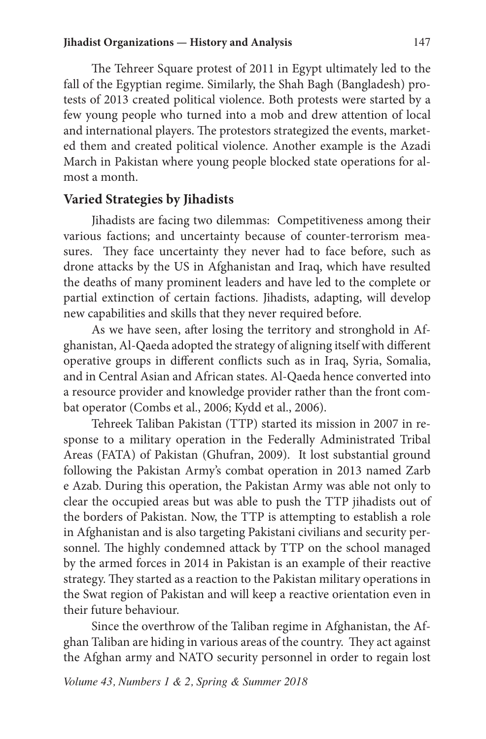The Tehreer Square protest of 2011 in Egypt ultimately led to the fall of the Egyptian regime. Similarly, the Shah Bagh (Bangladesh) protests of 2013 created political violence. Both protests were started by a few young people who turned into a mob and drew attention of local and international players. The protestors strategized the events, marketed them and created political violence. Another example is the Azadi March in Pakistan where young people blocked state operations for almost a month.

## Varied Strategies by Jihadists

Jihadists are facing two dilemmas: Competitiveness among their various factions; and uncertainty because of counter-terrorism measures. They face uncertainty they never had to face before, such as drone attacks by the US in Afghanistan and Iraq, which have resulted the deaths of many prominent leaders and have led to the complete or partial extinction of certain factions. Jihadists, adapting, will develop new capabilities and skills that they never required before.

As we have seen, after losing the territory and stronghold in Afghanistan, Al-Qaeda adopted the strategy of aligning itself with different operative groups in different conflicts such as in Iraq, Syria, Somalia, and in Central Asian and African states. Al-Qaeda hence converted into a resource provider and knowledge provider rather than the front combat operator (Combs et al., 2006; Kydd et al., 2006).

Tehreek Taliban Pakistan (TTP) started its mission in 2007 in response to a military operation in the Federally Administrated Tribal Areas (FATA) of Pakistan (Ghufran, 2009). It lost substantial ground following the Pakistan Army's combat operation in 2013 named Zarb e Azab. During this operation, the Pakistan Army was able not only to clear the occupied areas but was able to push the TTP jihadists out of the borders of Pakistan. Now, the TTP is attempting to establish a role in Afghanistan and is also targeting Pakistani civilians and security personnel. The highly condemned attack by TTP on the school managed by the armed forces in 2014 in Pakistan is an example of their reactive strategy. They started as a reaction to the Pakistan military operations in the Swat region of Pakistan and will keep a reactive orientation even in their future behaviour.

Since the overthrow of the Taliban regime in Afghanistan, the Afghan Taliban are hiding in various areas of the country. They act against the Afghan army and NATO security personnel in order to regain lost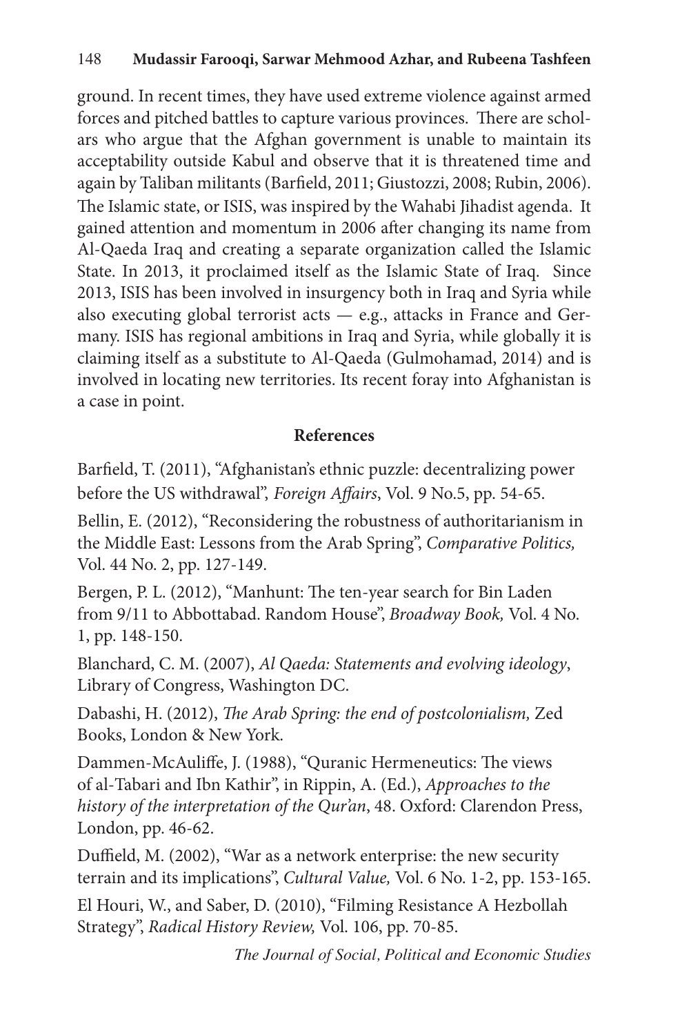ground. In recent times, they have used extreme violence against armed forces and pitched battles to capture various provinces. There are scholars who argue that the Afghan government is unable to maintain its acceptability outside Kabul and observe that it is threatened time and again by Taliban militants (Barfield, 2011; Giustozzi, 2008; Rubin, 2006). The Islamic state, or ISIS, was inspired by the Wahabi Jihadist agenda. It gained attention and momentum in 2006 after changing its name from Al-Qaeda Iraq and creating a separate organization called the Islamic State. In 2013, it proclaimed itself as the Islamic State of Iraq. Since 2013, ISIS has been involved in insurgency both in Iraq and Syria while also executing global terrorist acts — e.g., attacks in France and Germany. ISIS has regional ambitions in Iraq and Syria, while globally it is claiming itself as a substitute to Al-Qaeda (Gulmohamad, 2014) and is involved in locating new territories. Its recent foray into Afghanistan is a case in point.

## References

Barfield, T. (2011), "Afghanistan's ethnic puzzle: decentralizing power before the US withdrawal", *Foreign Affairs*, Vol. 9 No.5, pp. 54-65.

Bellin, E. (2012), "Reconsidering the robustness of authoritarianism in the Middle East: Lessons from the Arab Spring", *Comparative Politics,* Vol. 44 No. 2, pp. 127-149.

Bergen, P. L. (2012), "Manhunt: The ten-year search for Bin Laden from 9/11 to Abbottabad. Random House", *Broadway Book,* Vol. 4 No. 1, pp. 148-150.

Blanchard, C. M. (2007), *Al Qaeda: Statements and evolving ideology*, Library of Congress, Washington DC.

Dabashi, H. (2012), *The Arab Spring: the end of postcolonialism,* Zed Books, London & New York.

Dammen-McAuliffe, J. (1988), "Quranic Hermeneutics: The views of al-Tabari and Ibn Kathir", in Rippin, A. (Ed.), *Approaches to the history of the interpretation of the Qur'an*, 48. Oxford: Clarendon Press, London, pp. 46-62.

Duffield, M. (2002), "War as a network enterprise: the new security terrain and its implications", *Cultural Value,* Vol. 6 No. 1-2, pp. 153-165.

El Houri, W., and Saber, D. (2010), "Filming Resistance A Hezbollah Strategy", *Radical History Review,* Vol. 106, pp. 70-85.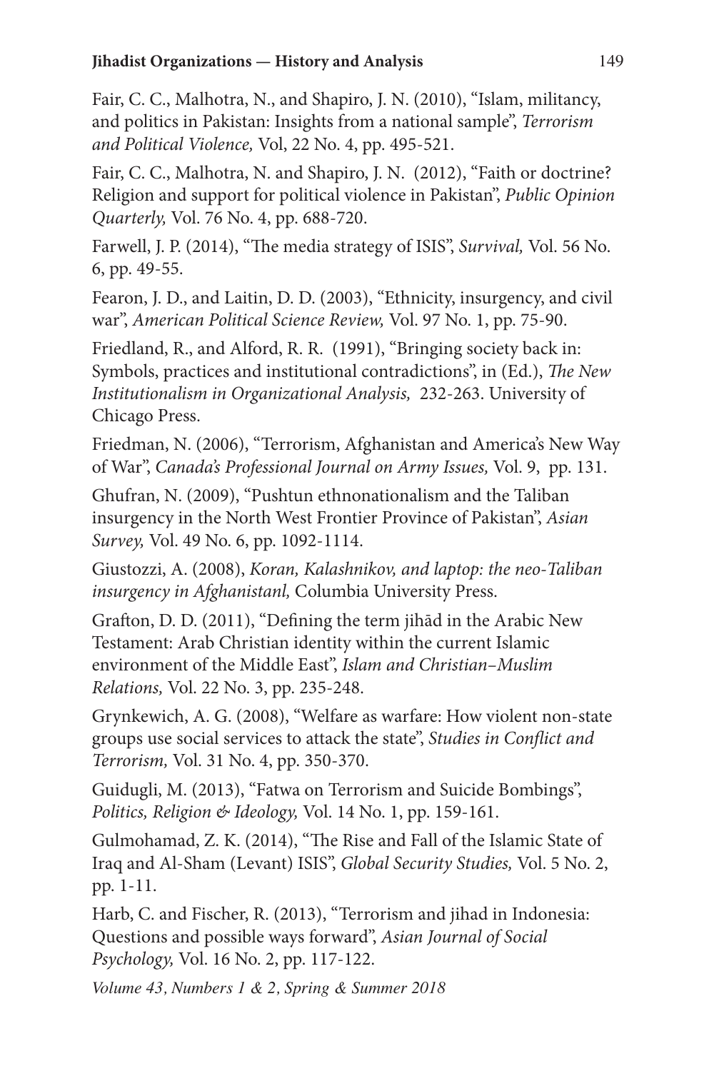Fair, C. C., Malhotra, N., and Shapiro, J. N. (2010), "Islam, militancy, and politics in Pakistan: Insights from a national sample", *Terrorism and Political Violence,* Vol, 22 No. 4, pp. 495-521.

Fair, C. C., Malhotra, N. and Shapiro, J. N. (2012), "Faith or doctrine? Religion and support for political violence in Pakistan", *Public Opinion Quarterly,* Vol. 76 No. 4, pp. 688-720.

Farwell, J. P. (2014), "The media strategy of ISIS", *Survival,* Vol. 56 No. 6, pp. 49-55.

Fearon, J. D., and Laitin, D. D. (2003), "Ethnicity, insurgency, and civil war", *American Political Science Review,* Vol. 97 No. 1, pp. 75-90.

Friedland, R., and Alford, R. R. (1991), "Bringing society back in: Symbols, practices and institutional contradictions", in (Ed.), *The New Institutionalism in Organizational Analysis,* 232-263. University of Chicago Press.

Friedman, N. (2006), "Terrorism, Afghanistan and America's New Way of War", *Canada's Professional Journal on Army Issues,* Vol. 9, pp. 131.

Ghufran, N. (2009), "Pushtun ethnonationalism and the Taliban insurgency in the North West Frontier Province of Pakistan", *Asian Survey,* Vol. 49 No. 6, pp. 1092-1114.

Giustozzi, A. (2008), *Koran, Kalashnikov, and laptop: the neo-Taliban insurgency in Afghanistanl,* Columbia University Press.

Grafton, D. D. (2011), "Defining the term jihād in the Arabic New Testament: Arab Christian identity within the current Islamic environment of the Middle East", *Islam and Christian–Muslim Relations,* Vol. 22 No. 3, pp. 235-248.

Grynkewich, A. G. (2008), "Welfare as warfare: How violent non-state groups use social services to attack the state", *Studies in Conflict and Terrorism,* Vol. 31 No. 4, pp. 350-370.

Guidugli, M. (2013), "Fatwa on Terrorism and Suicide Bombings", *Politics, Religion & Ideology,* Vol. 14 No. 1, pp. 159-161.

Gulmohamad, Z. K. (2014), "The Rise and Fall of the Islamic State of Iraq and Al-Sham (Levant) ISIS", *Global Security Studies,* Vol. 5 No. 2, pp. 1-11.

Harb, C. and Fischer, R. (2013), "Terrorism and jihad in Indonesia: Questions and possible ways forward", *Asian Journal of Social Psychology,* Vol. 16 No. 2, pp. 117-122.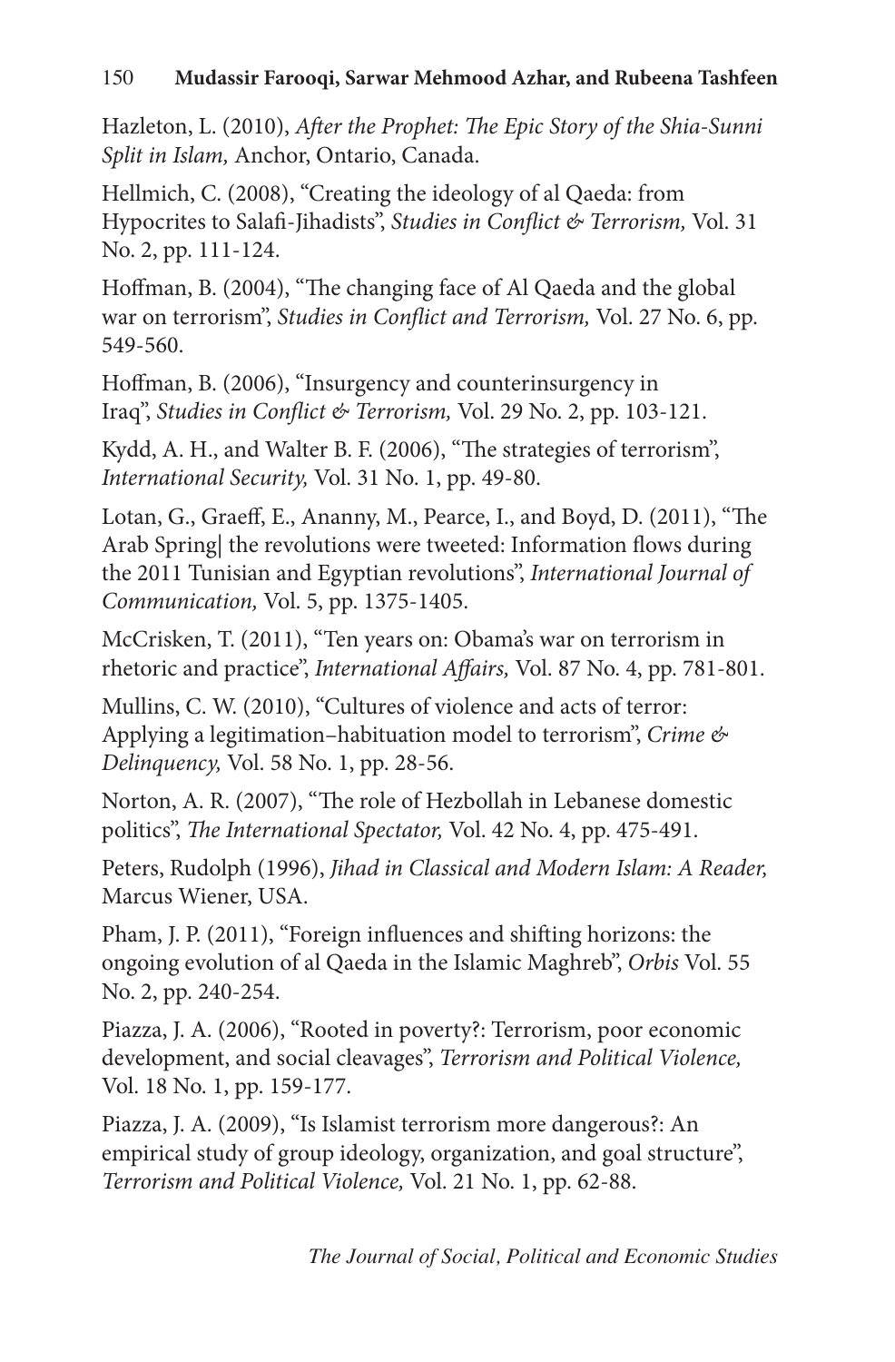Hazleton, L. (2010), *After the Prophet: The Epic Story of the Shia-Sunni Split in Islam,* Anchor, Ontario, Canada.

Hellmich, C. (2008), "Creating the ideology of al Qaeda: from Hypocrites to Salafi-Jihadists", *Studies in Conflict & Terrorism,* Vol. 31 No. 2, pp. 111-124.

Hoffman, B. (2004), "The changing face of Al Qaeda and the global war on terrorism", *Studies in Conflict and Terrorism,* Vol. 27 No. 6, pp. 549-560.

Hoffman, B. (2006), "Insurgency and counterinsurgency in Iraq", *Studies in Conflict & Terrorism,* Vol. 29 No. 2, pp. 103-121.

Kydd, A. H., and Walter B. F. (2006), "The strategies of terrorism", *International Security,* Vol. 31 No. 1, pp. 49-80.

Lotan, G., Graeff, E., Ananny, M., Pearce, I., and Boyd, D. (2011), "The Arab Spring| the revolutions were tweeted: Information flows during the 2011 Tunisian and Egyptian revolutions", *International Journal of Communication,* Vol. 5, pp. 1375-1405.

McCrisken, T. (2011), "Ten years on: Obama's war on terrorism in rhetoric and practice", *International Affairs,* Vol. 87 No. 4, pp. 781-801.

Mullins, C. W. (2010), "Cultures of violence and acts of terror: Applying a legitimation–habituation model to terrorism", *Crime & Delinquency,* Vol. 58 No. 1, pp. 28-56.

Norton, A. R. (2007), "The role of Hezbollah in Lebanese domestic politics", *The International Spectator,* Vol. 42 No. 4, pp. 475-491.

Peters, Rudolph (1996), *Jihad in Classical and Modern Islam: A Reader,* Marcus Wiener, USA.

Pham, J. P. (2011), "Foreign influences and shifting horizons: the ongoing evolution of al Qaeda in the Islamic Maghreb", *Orbis* Vol. 55 No. 2, pp. 240-254.

Piazza, J. A. (2006), "Rooted in poverty?: Terrorism, poor economic development, and social cleavages", *Terrorism and Political Violence,* Vol. 18 No. 1, pp. 159-177.

Piazza, J. A. (2009), "Is Islamist terrorism more dangerous?: An empirical study of group ideology, organization, and goal structure", *Terrorism and Political Violence,* Vol. 21 No. 1, pp. 62-88.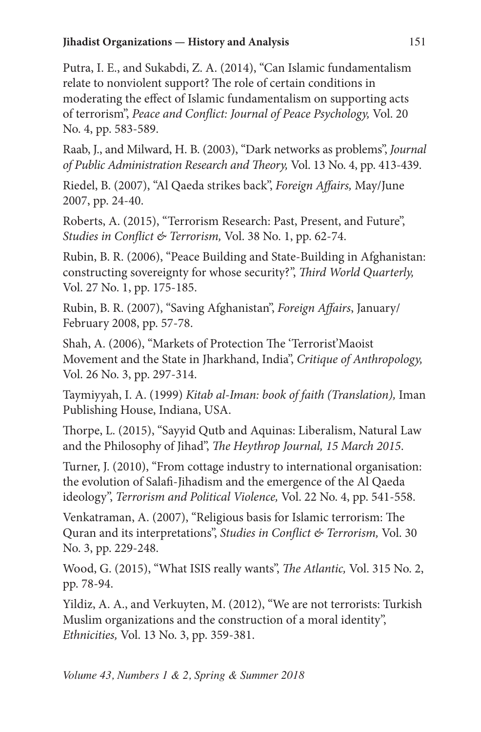Putra, I. E., and Sukabdi, Z. A. (2014), "Can Islamic fundamentalism relate to nonviolent support? The role of certain conditions in moderating the effect of Islamic fundamentalism on supporting acts of terrorism", *Peace and Conflict: Journal of Peace Psychology,* Vol. 20 No. 4, pp. 583-589.

Raab, J., and Milward, H. B. (2003), "Dark networks as problems", *Journal of Public Administration Research and Theory,* Vol. 13 No. 4, pp. 413-439.

Riedel, B. (2007), "Al Qaeda strikes back", *Foreign Affairs,* May/June 2007, pp. 24-40.

Roberts, A. (2015), "Terrorism Research: Past, Present, and Future", *Studies in Conflict & Terrorism,* Vol. 38 No. 1, pp. 62-74.

Rubin, B. R. (2006), "Peace Building and State-Building in Afghanistan: constructing sovereignty for whose security?", *Third World Quarterly,* Vol. 27 No. 1, pp. 175-185.

Rubin, B. R. (2007), "Saving Afghanistan", *Foreign Affairs*, January/ February 2008, pp. 57-78.

Shah, A. (2006), "Markets of Protection The 'Terrorist'Maoist Movement and the State in Jharkhand, India", *Critique of Anthropology,* Vol. 26 No. 3, pp. 297-314.

Taymiyyah, I. A. (1999) *Kitab al-Iman: book of faith (Translation),* Iman Publishing House, Indiana, USA.

Thorpe, L. (2015), "Sayyid Qutb and Aquinas: Liberalism, Natural Law and the Philosophy of Jihad", *The Heythrop Journal, 15 March 2015*.

Turner, J. (2010), "From cottage industry to international organisation: the evolution of Salafi-Jihadism and the emergence of the Al Qaeda ideology", *Terrorism and Political Violence,* Vol. 22 No. 4, pp. 541-558.

Venkatraman, A. (2007), "Religious basis for Islamic terrorism: The Quran and its interpretations", *Studies in Conflict & Terrorism,* Vol. 30 No. 3, pp. 229-248.

Wood, G. (2015), "What ISIS really wants", *The Atlantic,* Vol. 315 No. 2, pp. 78-94.

Yildiz, A. A., and Verkuyten, M. (2012), "We are not terrorists: Turkish Muslim organizations and the construction of a moral identity", *Ethnicities,* Vol. 13 No. 3, pp. 359-381.